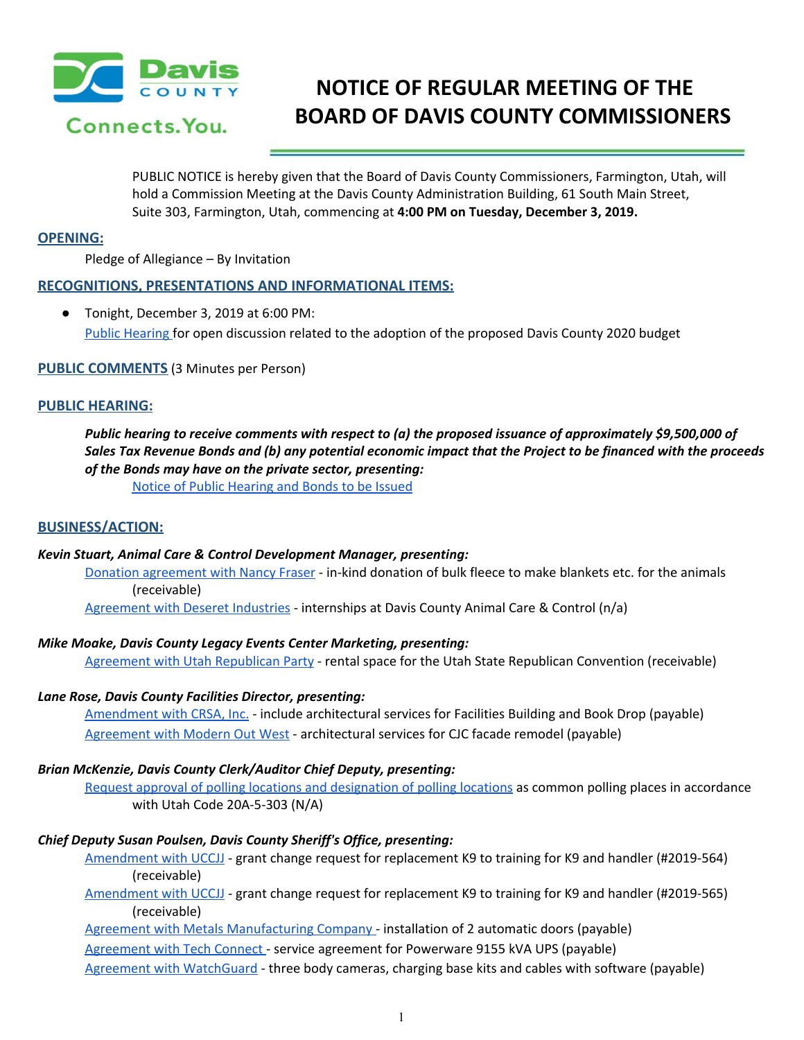# NOTICE OF REGULAR MEETING OF THE BOARD OF DAVIS COUNTY COMMISSIONERS

PUBLIC NOTICE is hereby given that the Board of Davis County Commissioners, Farmington, Utah, will hold a Commission Meeting at the Davis County Administration Building, 61 South Main Street, Suite 303, Farmington, Utah, commencing at **4:00 PM on Tuesday, December 3, 2019.**

## OPENING:

Pledge of Allegiance – By Invitation

## RECOGNITIONS, PRESENTATIONS AND INFORMATIONAL ITEMS:

- Tonight, December 3, 2019 at 6:00 PM:
  Public Hearing for open discussion related to the adoption of the proposed Davis County 2020 budget

## PUBLIC COMMENTS (3 Minutes per Person)

## PUBLIC HEARING:

***Public hearing to receive comments with respect to (a) the proposed issuance of approximately $9,500,000 of Sales Tax Revenue Bonds and (b) any potential economic impact that the Project to be financed with the proceeds of the Bonds may have on the private sector, presenting:***

Notice of Public Hearing and Bonds to be Issued

## BUSINESS/ACTION:

***Kevin Stuart, Animal Care & Control Development Manager, presenting:***

Donation agreement with Nancy Fraser - in-kind donation of bulk fleece to make blankets etc. for the animals (receivable)

Agreement with Deseret Industries - internships at Davis County Animal Care & Control (n/a)

***Mike Moake, Davis County Legacy Events Center Marketing, presenting:***

Agreement with Utah Republican Party - rental space for the Utah State Republican Convention (receivable)

***Lane Rose, Davis County Facilities Director, presenting:***

Amendment with CRSA, Inc. - include architectural services for Facilities Building and Book Drop (payable)

Agreement with Modern Out West - architectural services for CJC facade remodel (payable)

***Brian McKenzie, Davis County Clerk/Auditor Chief Deputy, presenting:***

Request approval of polling locations and designation of polling locations as common polling places in accordance with Utah Code 20A-5-303 (N/A)

***Chief Deputy Susan Poulsen, Davis County Sheriff's Office, presenting:***

Amendment with UCCJJ - grant change request for replacement K9 to training for K9 and handler (#2019-564) (receivable)

Amendment with UCCJJ - grant change request for replacement K9 to training for K9 and handler (#2019-565) (receivable)

Agreement with Metals Manufacturing Company - installation of 2 automatic doors (payable)

Agreement with Tech Connect - service agreement for Powerware 9155 kVA UPS (payable)

Agreement with WatchGuard - three body cameras, charging base kits and cables with software (payable)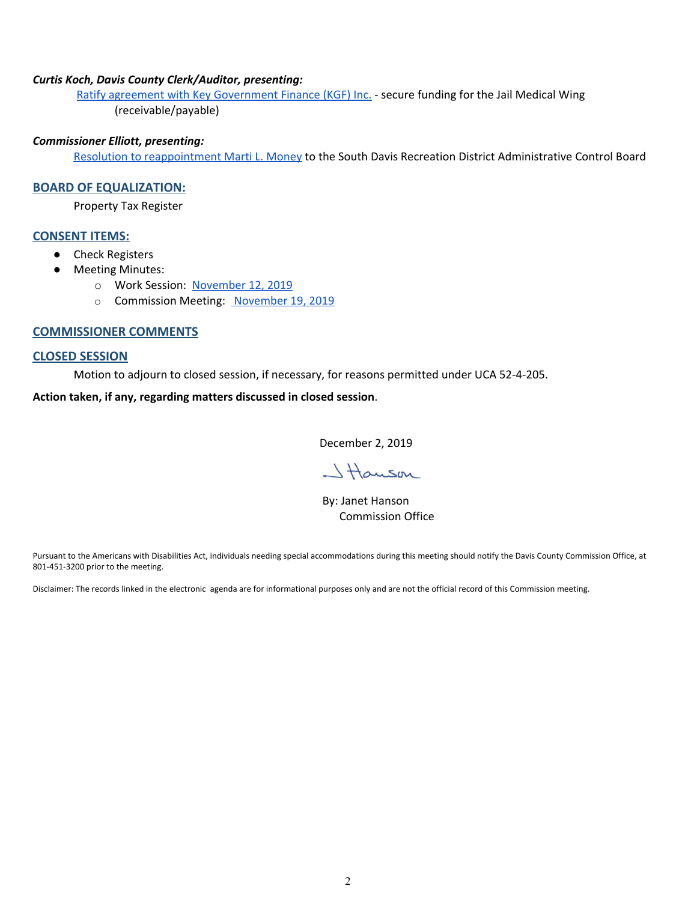***Curtis Koch, Davis County Clerk/Auditor, presenting:***

Ratify agreement with Key Government Finance (KGF) Inc. - secure funding for the Jail Medical Wing (receivable/payable)

***Commissioner Elliott, presenting:***

Resolution to reappointment Marti L. Money to the South Davis Recreation District Administrative Control Board

## BOARD OF EQUALIZATION:

Property Tax Register

## CONSENT ITEMS:

- Check Registers
- Meeting Minutes:
  - Work Session: November 12, 2019
  - Commission Meeting: November 19, 2019

## COMMISSIONER COMMENTS

## CLOSED SESSION

Motion to adjourn to closed session, if necessary, for reasons permitted under UCA 52-4-205.

**Action taken, if any, regarding matters discussed in closed session**.

December 2, 2019

J Hanson

By: Janet Hanson
Commission Office

Pursuant to the Americans with Disabilities Act, individuals needing special accommodations during this meeting should notify the Davis County Commission Office, at 801-451-3200 prior to the meeting.

Disclaimer: The records linked in the electronic agenda are for informational purposes only and are not the official record of this Commission meeting.